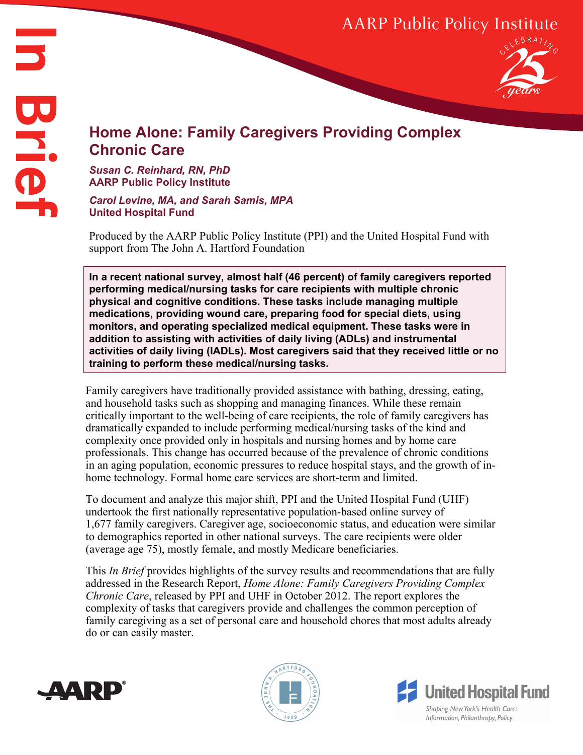# Home Alone: Family Caregivers Providing Complex Chronic Care

***Susan C. Reinhard, RN, PhD***
**AARP Public Policy Institute**

***Carol Levine, MA, and Sarah Samis, MPA***
**United Hospital Fund**

Produced by the AARP Public Policy Institute (PPI) and the United Hospital Fund with support from The John A. Hartford Foundation

**In a recent national survey, almost half (46 percent) of family caregivers reported performing medical/nursing tasks for care recipients with multiple chronic physical and cognitive conditions. These tasks include managing multiple medications, providing wound care, preparing food for special diets, using monitors, and operating specialized medical equipment. These tasks were in addition to assisting with activities of daily living (ADLs) and instrumental activities of daily living (IADLs). Most caregivers said that they received little or no training to perform these medical/nursing tasks.**

Family caregivers have traditionally provided assistance with bathing, dressing, eating, and household tasks such as shopping and managing finances. While these remain critically important to the well-being of care recipients, the role of family caregivers has dramatically expanded to include performing medical/nursing tasks of the kind and complexity once provided only in hospitals and nursing homes and by home care professionals. This change has occurred because of the prevalence of chronic conditions in an aging population, economic pressures to reduce hospital stays, and the growth of in-home technology. Formal home care services are short-term and limited.

To document and analyze this major shift, PPI and the United Hospital Fund (UHF) undertook the first nationally representative population-based online survey of 1,677 family caregivers. Caregiver age, socioeconomic status, and education were similar to demographics reported in other national surveys. The care recipients were older (average age 75), mostly female, and mostly Medicare beneficiaries.

This *In Brief* provides highlights of the survey results and recommendations that are fully addressed in the Research Report, *Home Alone: Family Caregivers Providing Complex Chronic Care*, released by PPI and UHF in October 2012. The report explores the complexity of tasks that caregivers provide and challenges the common perception of family caregiving as a set of personal care and household chores that most adults already do or can easily master.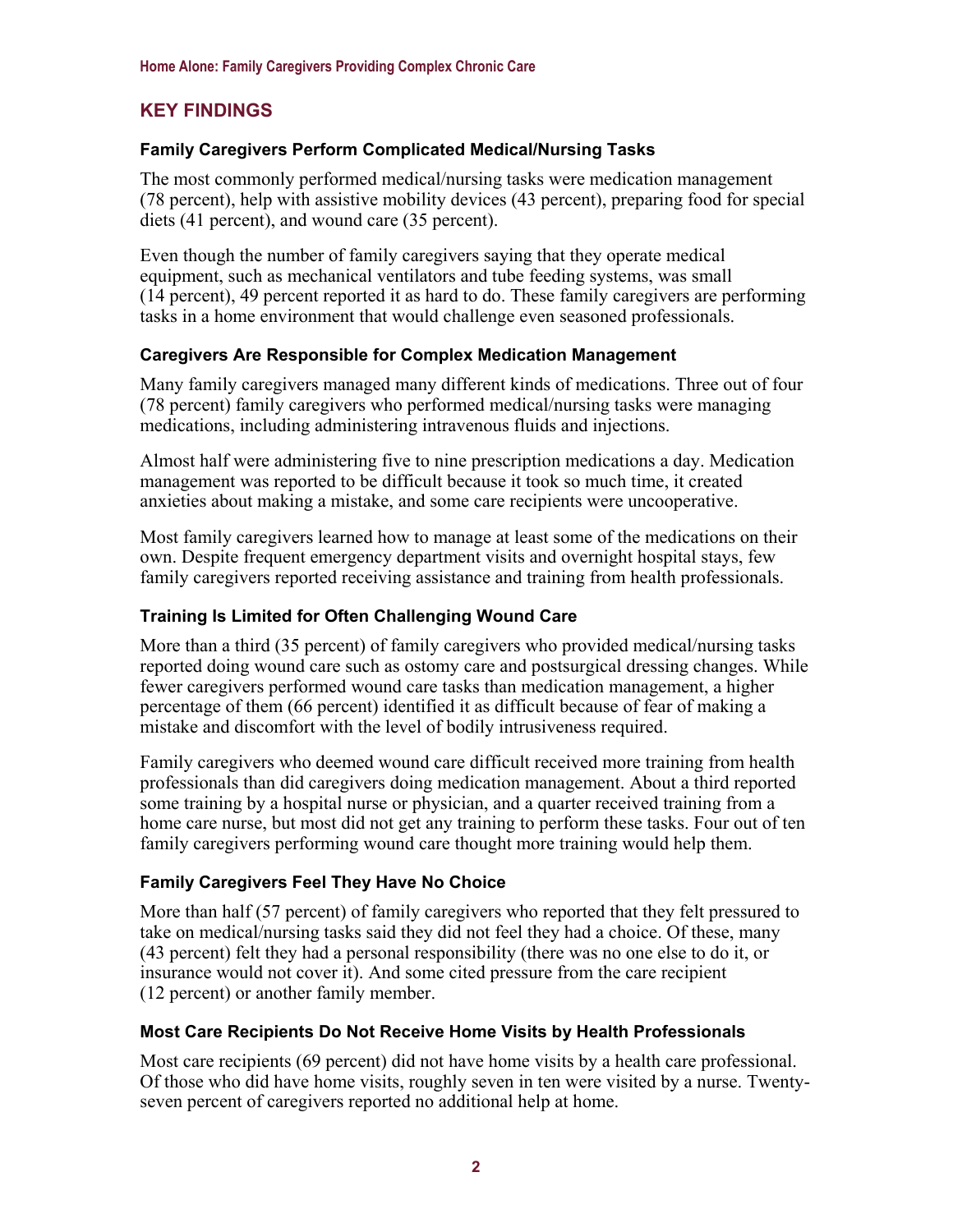## KEY FINDINGS

### Family Caregivers Perform Complicated Medical/Nursing Tasks

The most commonly performed medical/nursing tasks were medication management (78 percent), help with assistive mobility devices (43 percent), preparing food for special diets (41 percent), and wound care (35 percent).

Even though the number of family caregivers saying that they operate medical equipment, such as mechanical ventilators and tube feeding systems, was small (14 percent), 49 percent reported it as hard to do. These family caregivers are performing tasks in a home environment that would challenge even seasoned professionals.

### Caregivers Are Responsible for Complex Medication Management

Many family caregivers managed many different kinds of medications. Three out of four (78 percent) family caregivers who performed medical/nursing tasks were managing medications, including administering intravenous fluids and injections.

Almost half were administering five to nine prescription medications a day. Medication management was reported to be difficult because it took so much time, it created anxieties about making a mistake, and some care recipients were uncooperative.

Most family caregivers learned how to manage at least some of the medications on their own. Despite frequent emergency department visits and overnight hospital stays, few family caregivers reported receiving assistance and training from health professionals.

### Training Is Limited for Often Challenging Wound Care

More than a third (35 percent) of family caregivers who provided medical/nursing tasks reported doing wound care such as ostomy care and postsurgical dressing changes. While fewer caregivers performed wound care tasks than medication management, a higher percentage of them (66 percent) identified it as difficult because of fear of making a mistake and discomfort with the level of bodily intrusiveness required.

Family caregivers who deemed wound care difficult received more training from health professionals than did caregivers doing medication management. About a third reported some training by a hospital nurse or physician, and a quarter received training from a home care nurse, but most did not get any training to perform these tasks. Four out of ten family caregivers performing wound care thought more training would help them.

### Family Caregivers Feel They Have No Choice

More than half (57 percent) of family caregivers who reported that they felt pressured to take on medical/nursing tasks said they did not feel they had a choice. Of these, many (43 percent) felt they had a personal responsibility (there was no one else to do it, or insurance would not cover it). And some cited pressure from the care recipient (12 percent) or another family member.

### Most Care Recipients Do Not Receive Home Visits by Health Professionals

Most care recipients (69 percent) did not have home visits by a health care professional. Of those who did have home visits, roughly seven in ten were visited by a nurse. Twenty-seven percent of caregivers reported no additional help at home.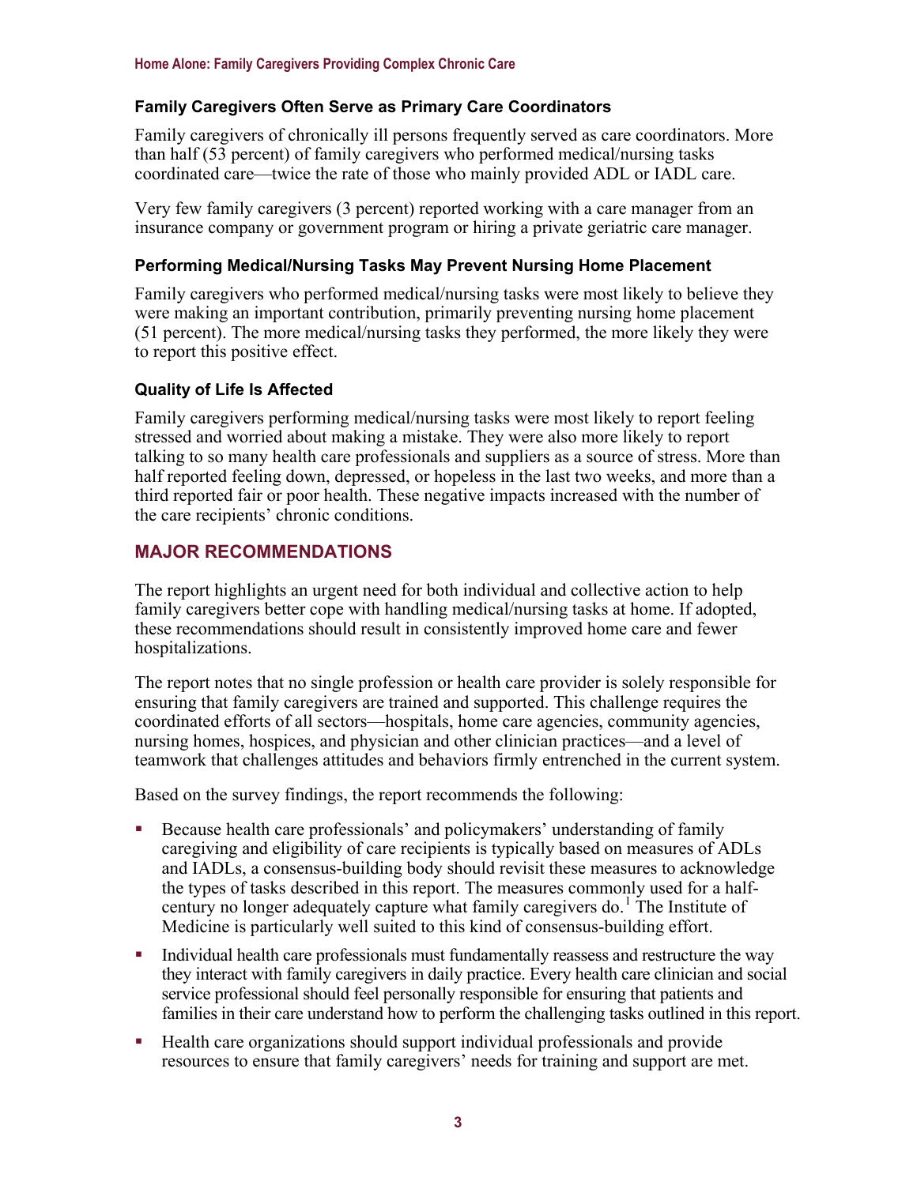### Family Caregivers Often Serve as Primary Care Coordinators

Family caregivers of chronically ill persons frequently served as care coordinators. More than half (53 percent) of family caregivers who performed medical/nursing tasks coordinated care—twice the rate of those who mainly provided ADL or IADL care.

Very few family caregivers (3 percent) reported working with a care manager from an insurance company or government program or hiring a private geriatric care manager.

### Performing Medical/Nursing Tasks May Prevent Nursing Home Placement

Family caregivers who performed medical/nursing tasks were most likely to believe they were making an important contribution, primarily preventing nursing home placement (51 percent). The more medical/nursing tasks they performed, the more likely they were to report this positive effect.

### Quality of Life Is Affected

Family caregivers performing medical/nursing tasks were most likely to report feeling stressed and worried about making a mistake. They were also more likely to report talking to so many health care professionals and suppliers as a source of stress. More than half reported feeling down, depressed, or hopeless in the last two weeks, and more than a third reported fair or poor health. These negative impacts increased with the number of the care recipients' chronic conditions.

## MAJOR RECOMMENDATIONS

The report highlights an urgent need for both individual and collective action to help family caregivers better cope with handling medical/nursing tasks at home. If adopted, these recommendations should result in consistently improved home care and fewer hospitalizations.

The report notes that no single profession or health care provider is solely responsible for ensuring that family caregivers are trained and supported. This challenge requires the coordinated efforts of all sectors—hospitals, home care agencies, community agencies, nursing homes, hospices, and physician and other clinician practices—and a level of teamwork that challenges attitudes and behaviors firmly entrenched in the current system.

Based on the survey findings, the report recommends the following:

- Because health care professionals' and policymakers' understanding of family caregiving and eligibility of care recipients is typically based on measures of ADLs and IADLs, a consensus-building body should revisit these measures to acknowledge the types of tasks described in this report. The measures commonly used for a half-century no longer adequately capture what family caregivers do.[1] The Institute of Medicine is particularly well suited to this kind of consensus-building effort.
- Individual health care professionals must fundamentally reassess and restructure the way they interact with family caregivers in daily practice. Every health care clinician and social service professional should feel personally responsible for ensuring that patients and families in their care understand how to perform the challenging tasks outlined in this report.
- Health care organizations should support individual professionals and provide resources to ensure that family caregivers' needs for training and support are met.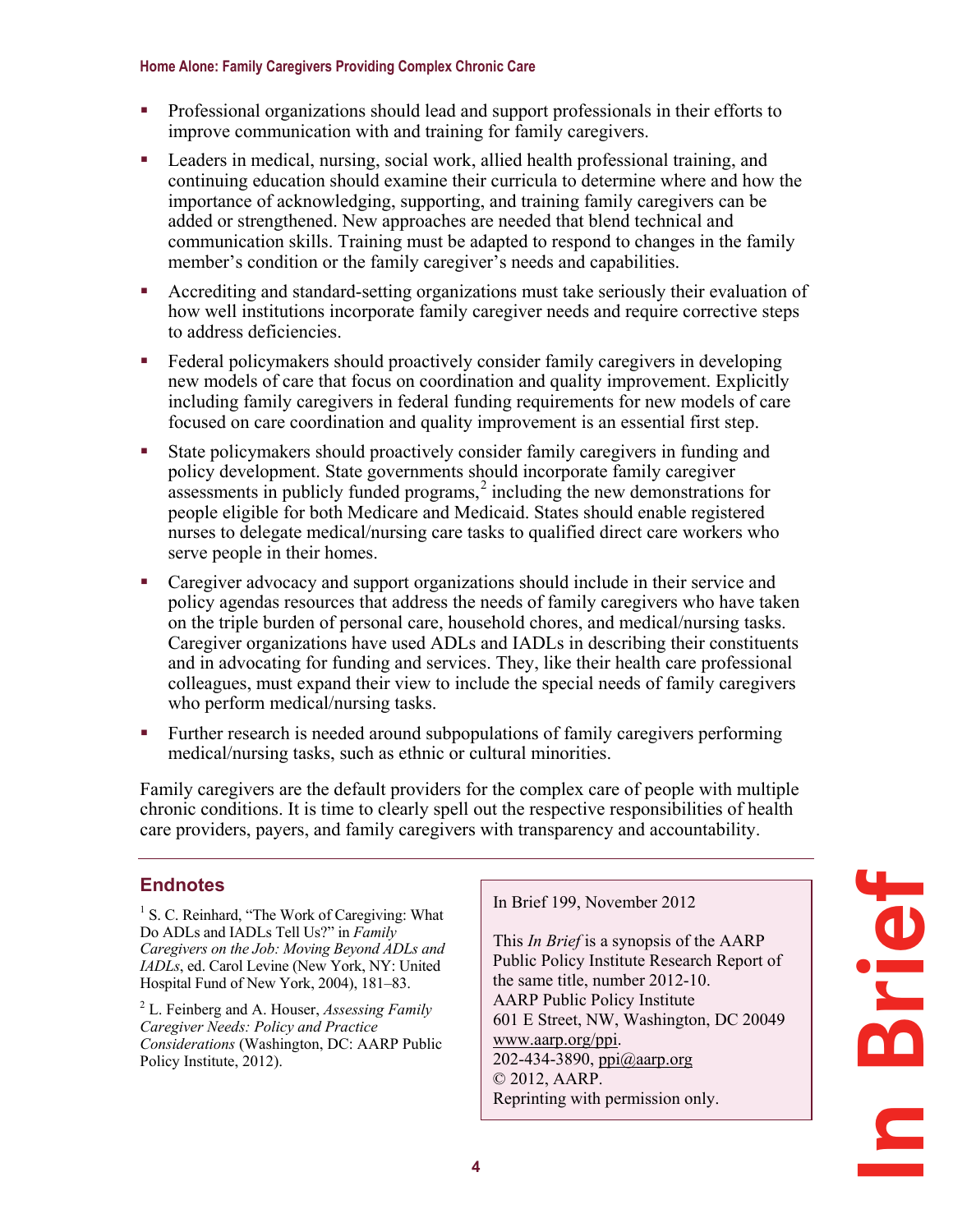- Professional organizations should lead and support professionals in their efforts to improve communication with and training for family caregivers.
- Leaders in medical, nursing, social work, allied health professional training, and continuing education should examine their curricula to determine where and how the importance of acknowledging, supporting, and training family caregivers can be added or strengthened. New approaches are needed that blend technical and communication skills. Training must be adapted to respond to changes in the family member's condition or the family caregiver's needs and capabilities.
- Accrediting and standard-setting organizations must take seriously their evaluation of how well institutions incorporate family caregiver needs and require corrective steps to address deficiencies.
- Federal policymakers should proactively consider family caregivers in developing new models of care that focus on coordination and quality improvement. Explicitly including family caregivers in federal funding requirements for new models of care focused on care coordination and quality improvement is an essential first step.
- State policymakers should proactively consider family caregivers in funding and policy development. State governments should incorporate family caregiver assessments in publicly funded programs,[2] including the new demonstrations for people eligible for both Medicare and Medicaid. States should enable registered nurses to delegate medical/nursing care tasks to qualified direct care workers who serve people in their homes.
- Caregiver advocacy and support organizations should include in their service and policy agendas resources that address the needs of family caregivers who have taken on the triple burden of personal care, household chores, and medical/nursing tasks. Caregiver organizations have used ADLs and IADLs in describing their constituents and in advocating for funding and services. They, like their health care professional colleagues, must expand their view to include the special needs of family caregivers who perform medical/nursing tasks.
- Further research is needed around subpopulations of family caregivers performing medical/nursing tasks, such as ethnic or cultural minorities.

Family caregivers are the default providers for the complex care of people with multiple chronic conditions. It is time to clearly spell out the respective responsibilities of health care providers, payers, and family caregivers with transparency and accountability.

## Endnotes

[1] S. C. Reinhard, "The Work of Caregiving: What Do ADLs and IADLs Tell Us?" in *Family Caregivers on the Job: Moving Beyond ADLs and IADLs*, ed. Carol Levine (New York, NY: United Hospital Fund of New York, 2004), 181–83.

[2] L. Feinberg and A. Houser, *Assessing Family Caregiver Needs: Policy and Practice Considerations* (Washington, DC: AARP Public Policy Institute, 2012).

In Brief 199, November 2012

This *In Brief* is a synopsis of the AARP Public Policy Institute Research Report of the same title, number 2012-10.
AARP Public Policy Institute
601 E Street, NW, Washington, DC 20049
www.aarp.org/ppi.
202-434-3890, ppi@aarp.org
© 2012, AARP.
Reprinting with permission only.

In Brief